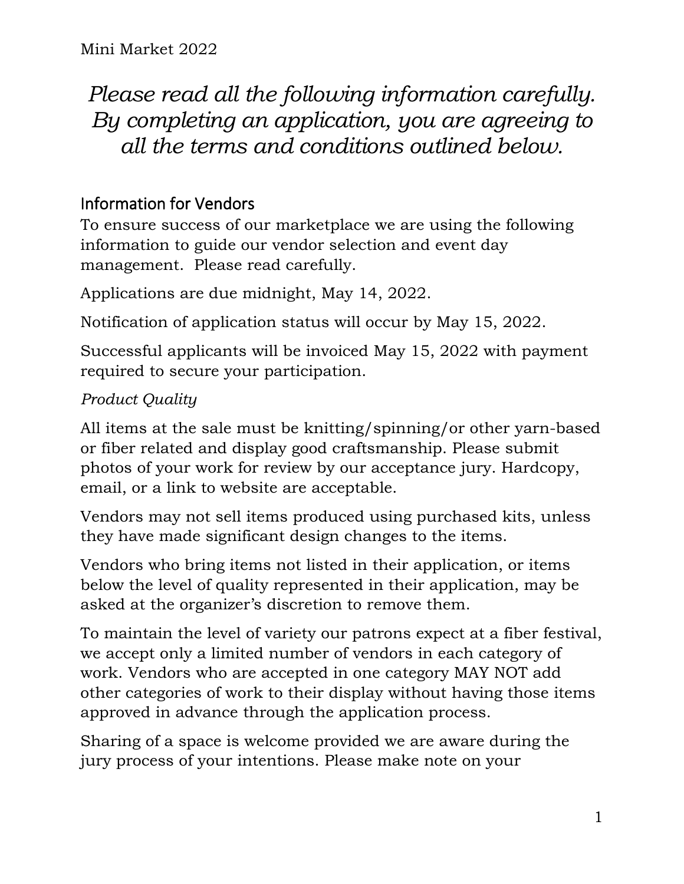Mini Market 2022

*Please read all the following information carefully. By completing an application, you are agreeing to all the terms and conditions outlined below.*

## Information for Vendors

To ensure success of our marketplace we are using the following information to guide our vendor selection and event day management. Please read carefully.

Applications are due midnight, May 14, 2022.

Notification of application status will occur by May 15, 2022.

Successful applicants will be invoiced May 15, 2022 with payment required to secure your participation.

*Product Quality*

All items at the sale must be knitting/spinning/or other yarn-based or fiber related and display good craftsmanship. Please submit photos of your work for review by our acceptance jury. Hardcopy, email, or a link to website are acceptable.

Vendors may not sell items produced using purchased kits, unless they have made significant design changes to the items.

Vendors who bring items not listed in their application, or items below the level of quality represented in their application, may be asked at the organizer's discretion to remove them.

To maintain the level of variety our patrons expect at a fiber festival, we accept only a limited number of vendors in each category of work. Vendors who are accepted in one category MAY NOT add other categories of work to their display without having those items approved in advance through the application process.

Sharing of a space is welcome provided we are aware during the jury process of your intentions. Please make note on your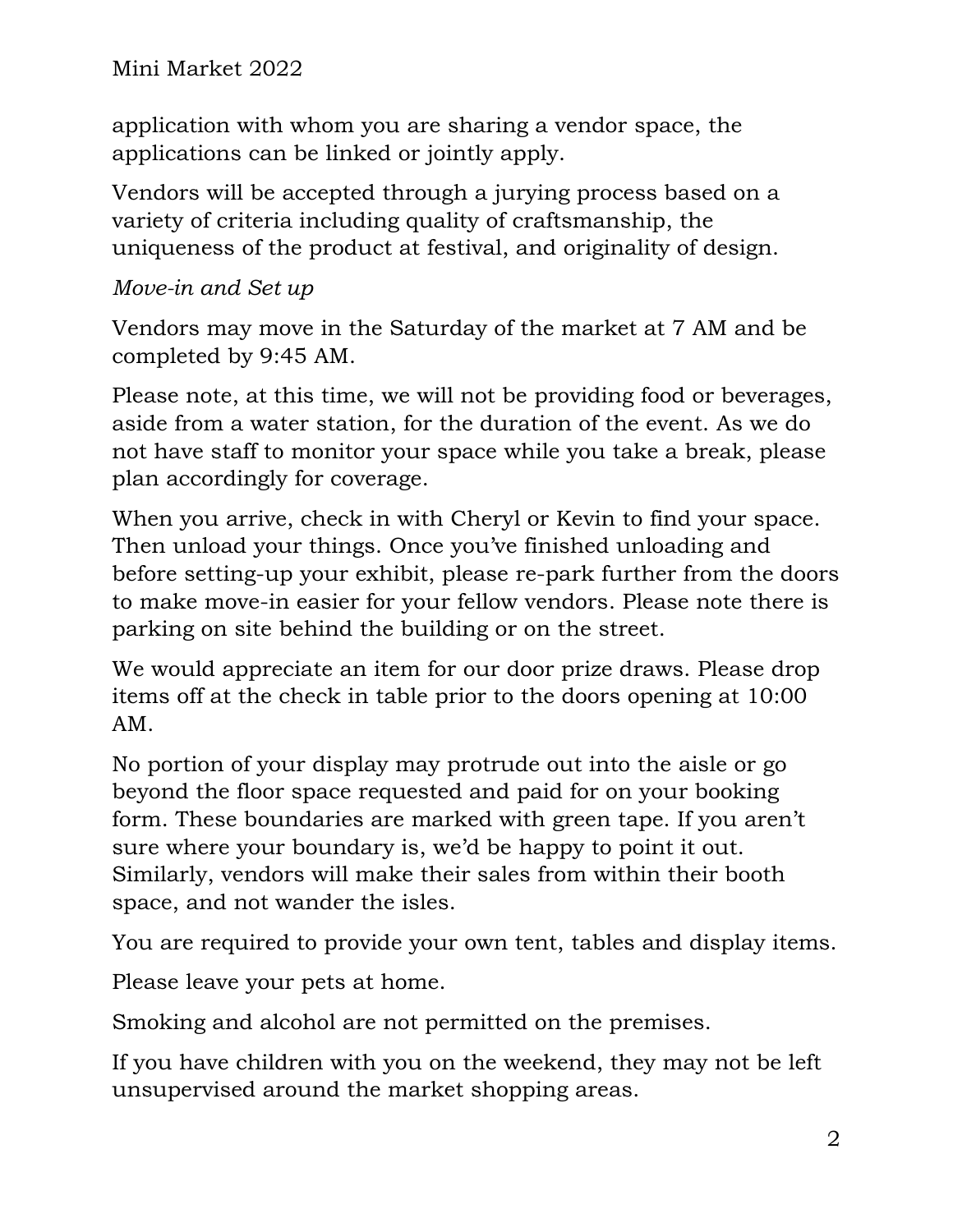application with whom you are sharing a vendor space, the applications can be linked or jointly apply.

Vendors will be accepted through a jurying process based on a variety of criteria including quality of craftsmanship, the uniqueness of the product at festival, and originality of design.

*Move-in and Set up*

Vendors may move in the Saturday of the market at 7 AM and be completed by 9:45 AM.

Please note, at this time, we will not be providing food or beverages, aside from a water station, for the duration of the event. As we do not have staff to monitor your space while you take a break, please plan accordingly for coverage.

When you arrive, check in with Cheryl or Kevin to find your space. Then unload your things. Once you've finished unloading and before setting-up your exhibit, please re-park further from the doors to make move-in easier for your fellow vendors. Please note there is parking on site behind the building or on the street.

We would appreciate an item for our door prize draws. Please drop items off at the check in table prior to the doors opening at 10:00 AM.

No portion of your display may protrude out into the aisle or go beyond the floor space requested and paid for on your booking form. These boundaries are marked with green tape. If you aren't sure where your boundary is, we'd be happy to point it out. Similarly, vendors will make their sales from within their booth space, and not wander the isles.

You are required to provide your own tent, tables and display items.

Please leave your pets at home.

Smoking and alcohol are not permitted on the premises.

If you have children with you on the weekend, they may not be left unsupervised around the market shopping areas.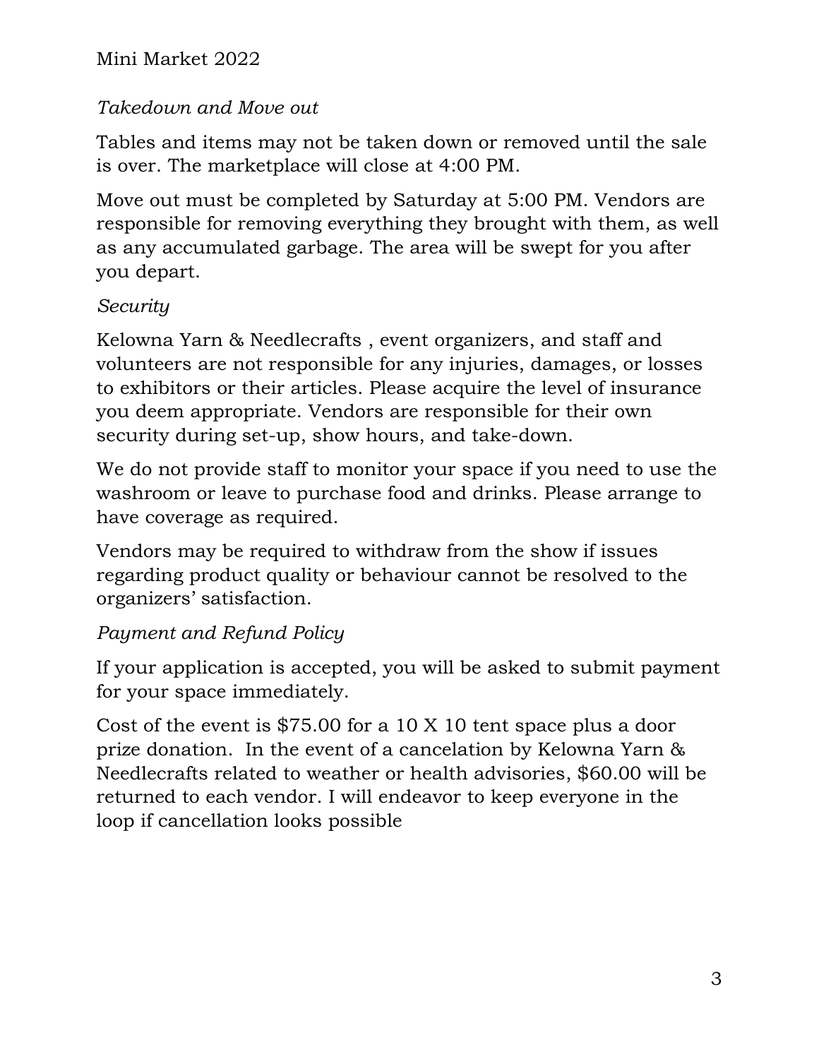*Takedown and Move out*

Tables and items may not be taken down or removed until the sale is over. The marketplace will close at 4:00 PM.

Move out must be completed by Saturday at 5:00 PM. Vendors are responsible for removing everything they brought with them, as well as any accumulated garbage. The area will be swept for you after you depart.

*Security*

Kelowna Yarn & Needlecrafts , event organizers, and staff and volunteers are not responsible for any injuries, damages, or losses to exhibitors or their articles. Please acquire the level of insurance you deem appropriate. Vendors are responsible for their own security during set-up, show hours, and take-down.

We do not provide staff to monitor your space if you need to use the washroom or leave to purchase food and drinks. Please arrange to have coverage as required.

Vendors may be required to withdraw from the show if issues regarding product quality or behaviour cannot be resolved to the organizers' satisfaction.

*Payment and Refund Policy*

If your application is accepted, you will be asked to submit payment for your space immediately.

Cost of the event is $75.00 for a 10 X 10 tent space plus a door prize donation. In the event of a cancelation by Kelowna Yarn & Needlecrafts related to weather or health advisories, $60.00 will be returned to each vendor. I will endeavor to keep everyone in the loop if cancellation looks possible